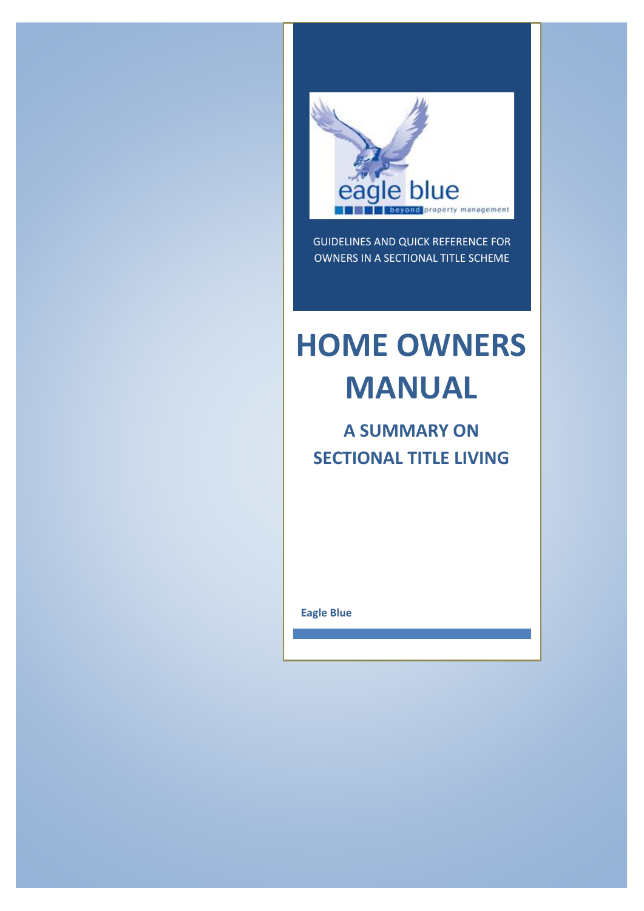eagle blue

beyond property management

GUIDELINES AND QUICK REFERENCE FOR OWNERS IN A SECTIONAL TITLE SCHEME

# HOME OWNERS MANUAL

## A SUMMARY ON SECTIONAL TITLE LIVING

**Eagle Blue**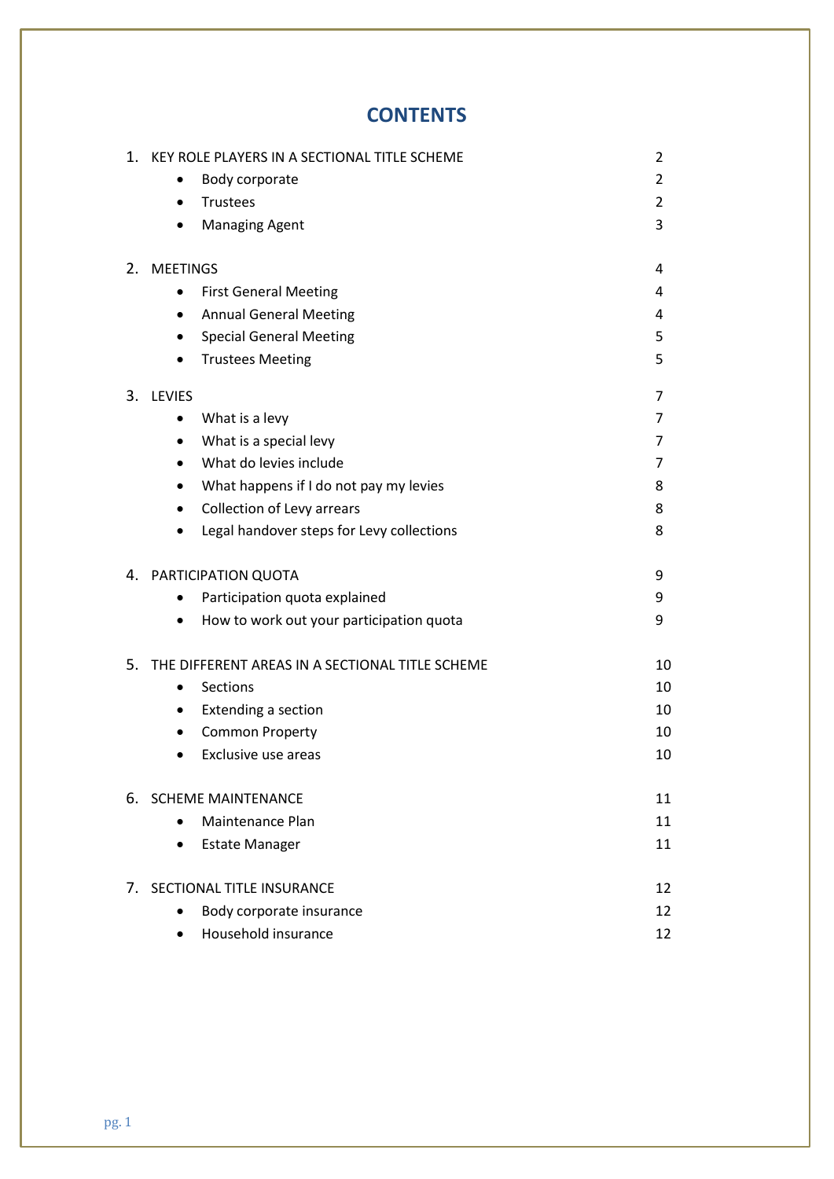# CONTENTS

| | |
|---|---|
| 1. KEY ROLE PLAYERS IN A SECTIONAL TITLE SCHEME | 2 |
| • Body corporate | 2 |
| • Trustees | 2 |
| • Managing Agent | 3 |
| 2. MEETINGS | 4 |
| • First General Meeting | 4 |
| • Annual General Meeting | 4 |
| • Special General Meeting | 5 |
| • Trustees Meeting | 5 |
| 3. LEVIES | 7 |
| • What is a levy | 7 |
| • What is a special levy | 7 |
| • What do levies include | 7 |
| • What happens if I do not pay my levies | 8 |
| • Collection of Levy arrears | 8 |
| • Legal handover steps for Levy collections | 8 |
| 4. PARTICIPATION QUOTA | 9 |
| • Participation quota explained | 9 |
| • How to work out your participation quota | 9 |
| 5. THE DIFFERENT AREAS IN A SECTIONAL TITLE SCHEME | 10 |
| • Sections | 10 |
| • Extending a section | 10 |
| • Common Property | 10 |
| • Exclusive use areas | 10 |
| 6. SCHEME MAINTENANCE | 11 |
| • Maintenance Plan | 11 |
| • Estate Manager | 11 |
| 7. SECTIONAL TITLE INSURANCE | 12 |
| • Body corporate insurance | 12 |
| • Household insurance | 12 |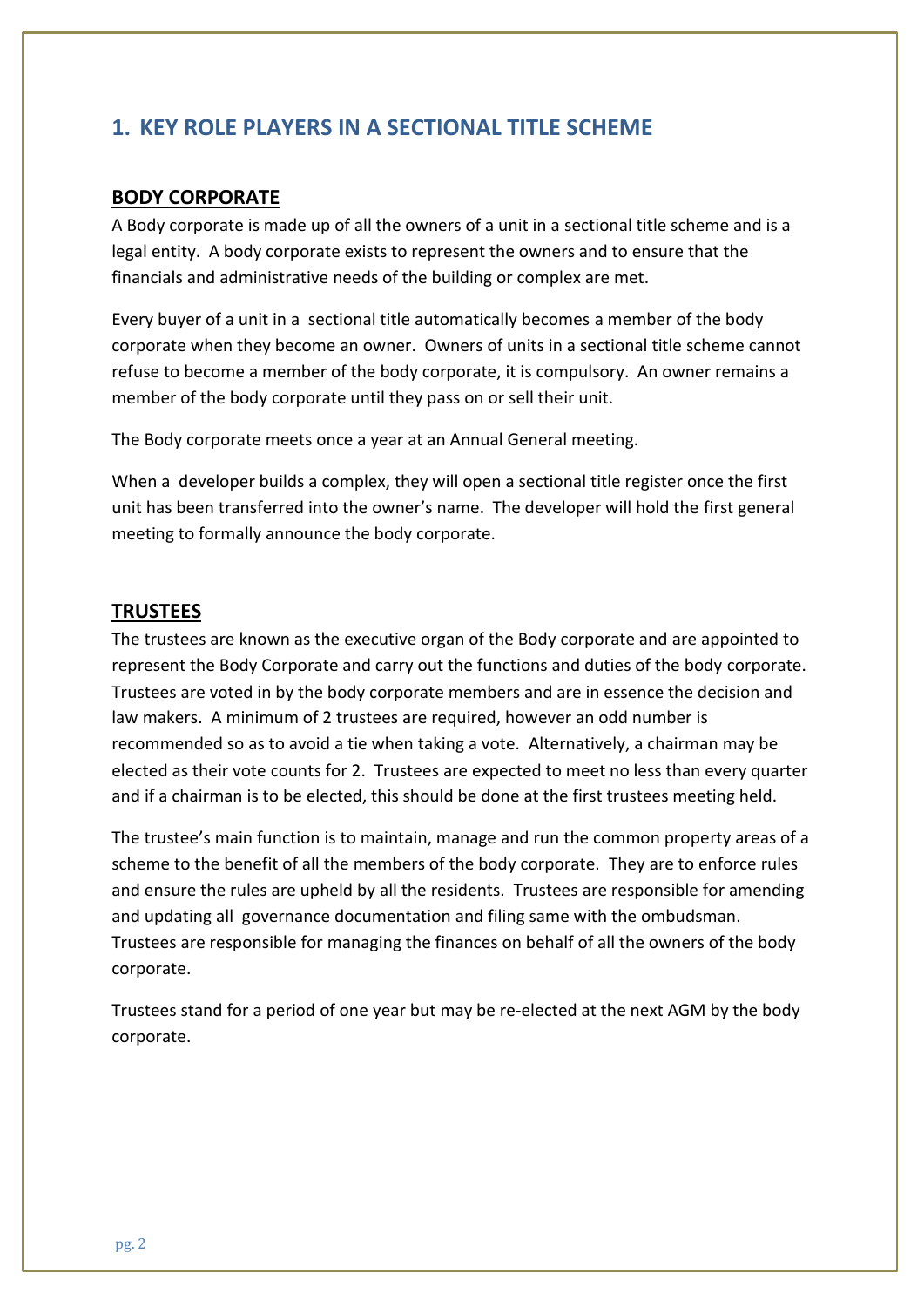# 1. KEY ROLE PLAYERS IN A SECTIONAL TITLE SCHEME

## BODY CORPORATE

A Body corporate is made up of all the owners of a unit in a sectional title scheme and is a legal entity. A body corporate exists to represent the owners and to ensure that the financials and administrative needs of the building or complex are met.

Every buyer of a unit in a sectional title automatically becomes a member of the body corporate when they become an owner. Owners of units in a sectional title scheme cannot refuse to become a member of the body corporate, it is compulsory. An owner remains a member of the body corporate until they pass on or sell their unit.

The Body corporate meets once a year at an Annual General meeting.

When a developer builds a complex, they will open a sectional title register once the first unit has been transferred into the owner's name. The developer will hold the first general meeting to formally announce the body corporate.

## TRUSTEES

The trustees are known as the executive organ of the Body corporate and are appointed to represent the Body Corporate and carry out the functions and duties of the body corporate. Trustees are voted in by the body corporate members and are in essence the decision and law makers. A minimum of 2 trustees are required, however an odd number is recommended so as to avoid a tie when taking a vote. Alternatively, a chairman may be elected as their vote counts for 2. Trustees are expected to meet no less than every quarter and if a chairman is to be elected, this should be done at the first trustees meeting held.

The trustee's main function is to maintain, manage and run the common property areas of a scheme to the benefit of all the members of the body corporate. They are to enforce rules and ensure the rules are upheld by all the residents. Trustees are responsible for amending and updating all governance documentation and filing same with the ombudsman. Trustees are responsible for managing the finances on behalf of all the owners of the body corporate.

Trustees stand for a period of one year but may be re-elected at the next AGM by the body corporate.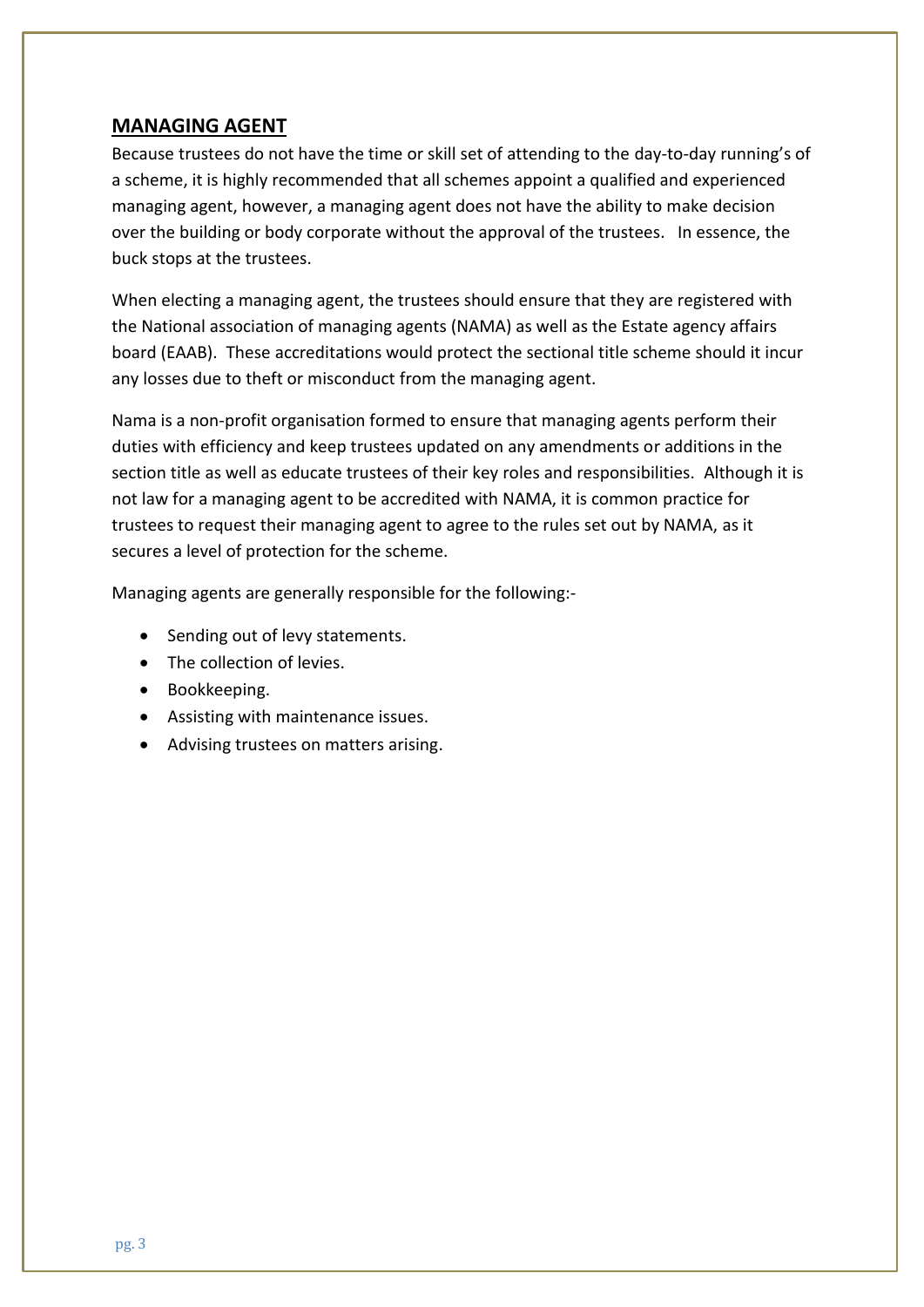## MANAGING AGENT

Because trustees do not have the time or skill set of attending to the day-to-day running's of a scheme, it is highly recommended that all schemes appoint a qualified and experienced managing agent, however, a managing agent does not have the ability to make decision over the building or body corporate without the approval of the trustees. In essence, the buck stops at the trustees.

When electing a managing agent, the trustees should ensure that they are registered with the National association of managing agents (NAMA) as well as the Estate agency affairs board (EAAB). These accreditations would protect the sectional title scheme should it incur any losses due to theft or misconduct from the managing agent.

Nama is a non-profit organisation formed to ensure that managing agents perform their duties with efficiency and keep trustees updated on any amendments or additions in the section title as well as educate trustees of their key roles and responsibilities. Although it is not law for a managing agent to be accredited with NAMA, it is common practice for trustees to request their managing agent to agree to the rules set out by NAMA, as it secures a level of protection for the scheme.

Managing agents are generally responsible for the following:-

- Sending out of levy statements.
- The collection of levies.
- Bookkeeping.
- Assisting with maintenance issues.
- Advising trustees on matters arising.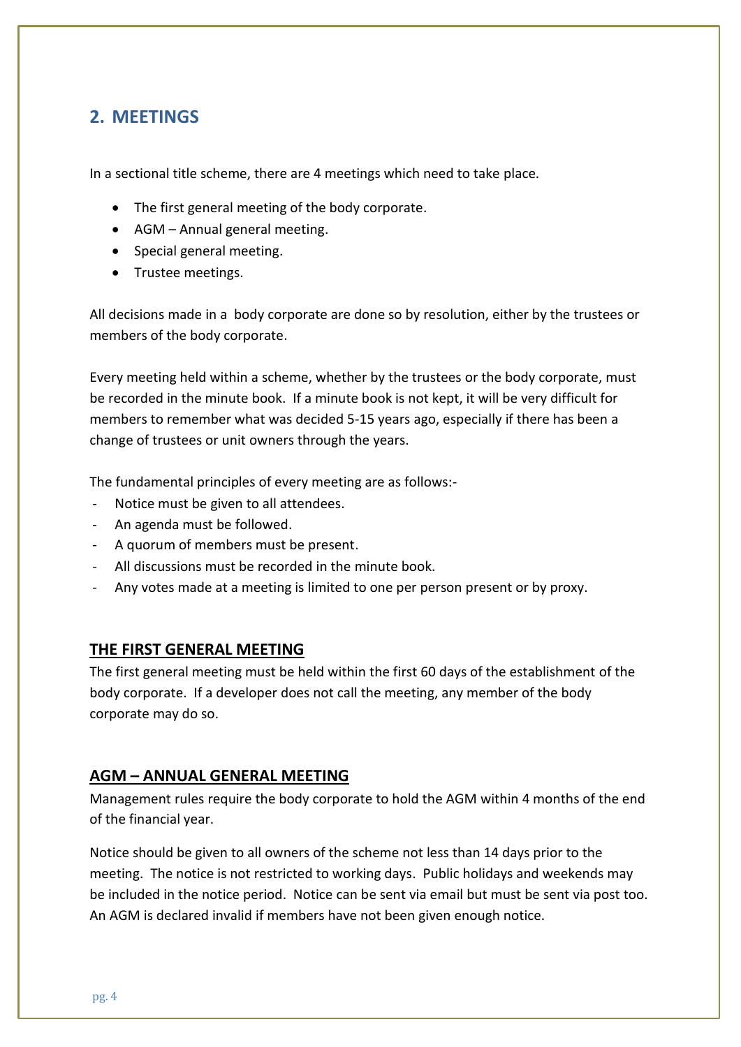## 2. MEETINGS

In a sectional title scheme, there are 4 meetings which need to take place.

- The first general meeting of the body corporate.
- AGM – Annual general meeting.
- Special general meeting.
- Trustee meetings.

All decisions made in a body corporate are done so by resolution, either by the trustees or members of the body corporate.

Every meeting held within a scheme, whether by the trustees or the body corporate, must be recorded in the minute book. If a minute book is not kept, it will be very difficult for members to remember what was decided 5-15 years ago, especially if there has been a change of trustees or unit owners through the years.

The fundamental principles of every meeting are as follows:-

- Notice must be given to all attendees.
- An agenda must be followed.
- A quorum of members must be present.
- All discussions must be recorded in the minute book.
- Any votes made at a meeting is limited to one per person present or by proxy.

### THE FIRST GENERAL MEETING

The first general meeting must be held within the first 60 days of the establishment of the body corporate. If a developer does not call the meeting, any member of the body corporate may do so.

### AGM – ANNUAL GENERAL MEETING

Management rules require the body corporate to hold the AGM within 4 months of the end of the financial year.

Notice should be given to all owners of the scheme not less than 14 days prior to the meeting. The notice is not restricted to working days. Public holidays and weekends may be included in the notice period. Notice can be sent via email but must be sent via post too. An AGM is declared invalid if members have not been given enough notice.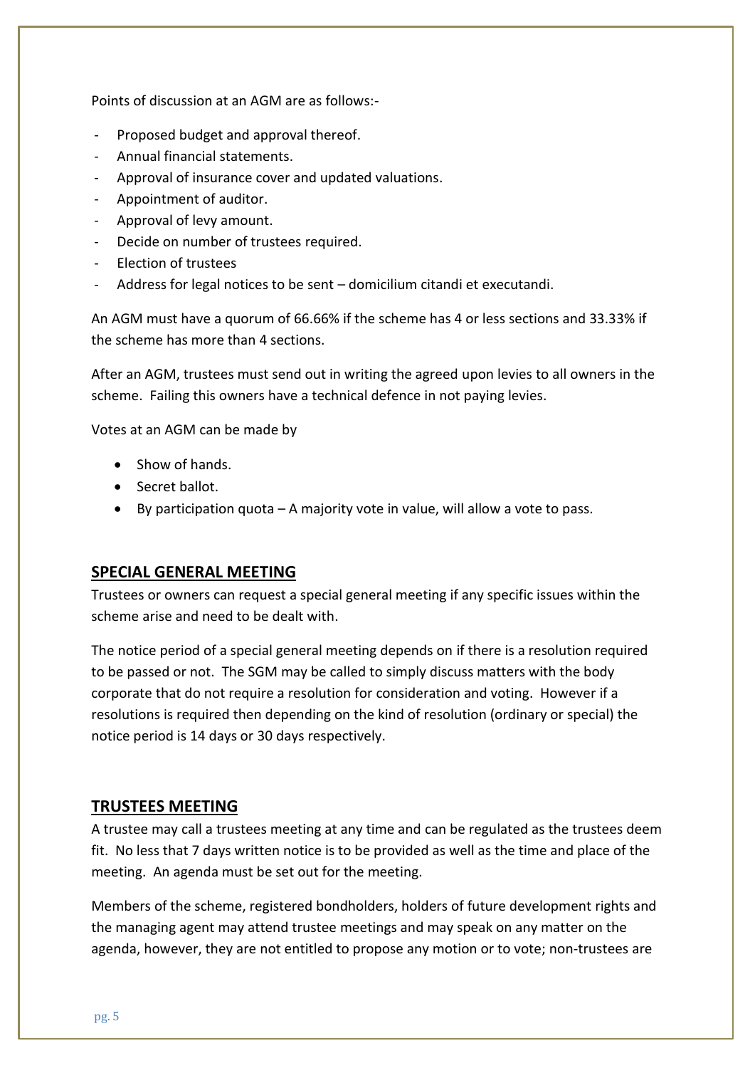Points of discussion at an AGM are as follows:-

- Proposed budget and approval thereof.
- Annual financial statements.
- Approval of insurance cover and updated valuations.
- Appointment of auditor.
- Approval of levy amount.
- Decide on number of trustees required.
- Election of trustees
- Address for legal notices to be sent – domicilium citandi et executandi.

An AGM must have a quorum of 66.66% if the scheme has 4 or less sections and 33.33% if the scheme has more than 4 sections.

After an AGM, trustees must send out in writing the agreed upon levies to all owners in the scheme. Failing this owners have a technical defence in not paying levies.

Votes at an AGM can be made by

- Show of hands.
- Secret ballot.
- By participation quota – A majority vote in value, will allow a vote to pass.

## SPECIAL GENERAL MEETING

Trustees or owners can request a special general meeting if any specific issues within the scheme arise and need to be dealt with.

The notice period of a special general meeting depends on if there is a resolution required to be passed or not. The SGM may be called to simply discuss matters with the body corporate that do not require a resolution for consideration and voting. However if a resolutions is required then depending on the kind of resolution (ordinary or special) the notice period is 14 days or 30 days respectively.

## TRUSTEES MEETING

A trustee may call a trustees meeting at any time and can be regulated as the trustees deem fit. No less that 7 days written notice is to be provided as well as the time and place of the meeting. An agenda must be set out for the meeting.

Members of the scheme, registered bondholders, holders of future development rights and the managing agent may attend trustee meetings and may speak on any matter on the agenda, however, they are not entitled to propose any motion or to vote; non-trustees are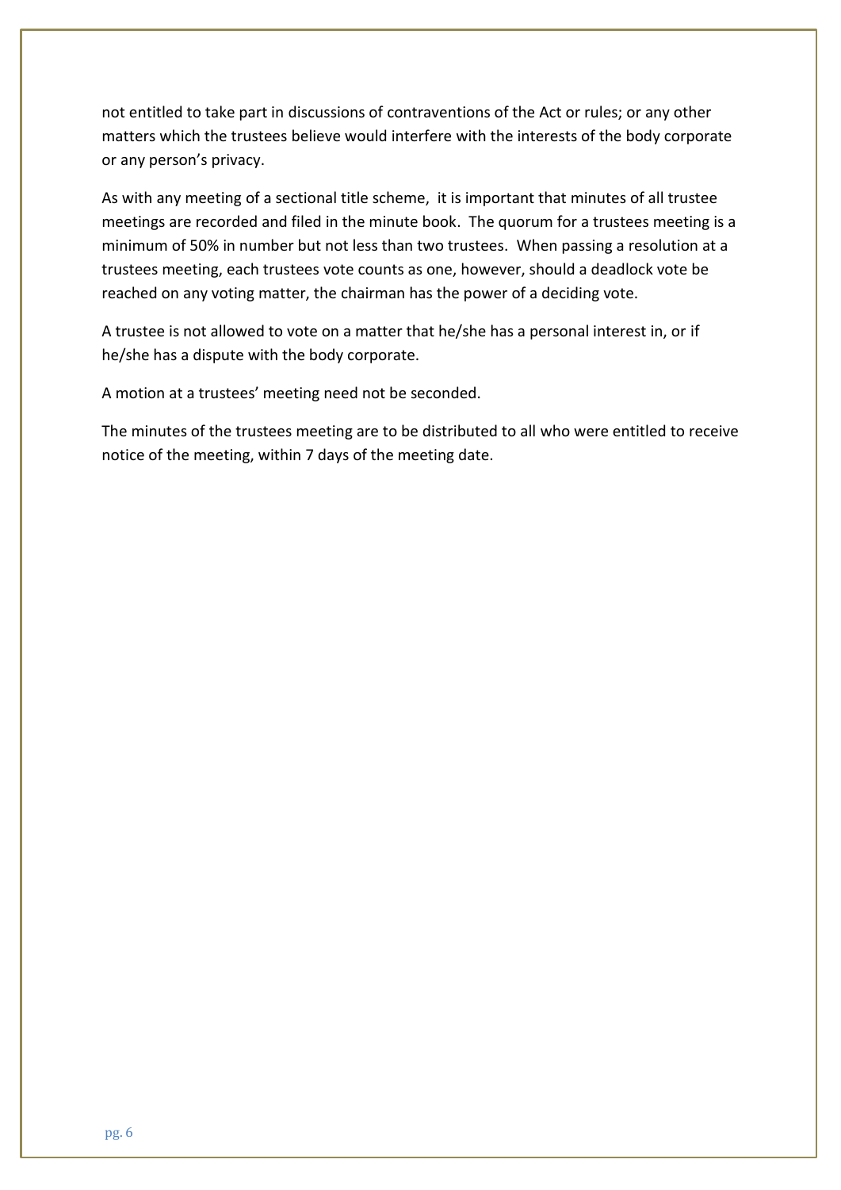not entitled to take part in discussions of contraventions of the Act or rules; or any other matters which the trustees believe would interfere with the interests of the body corporate or any person's privacy.

As with any meeting of a sectional title scheme, it is important that minutes of all trustee meetings are recorded and filed in the minute book. The quorum for a trustees meeting is a minimum of 50% in number but not less than two trustees. When passing a resolution at a trustees meeting, each trustees vote counts as one, however, should a deadlock vote be reached on any voting matter, the chairman has the power of a deciding vote.

A trustee is not allowed to vote on a matter that he/she has a personal interest in, or if he/she has a dispute with the body corporate.

A motion at a trustees' meeting need not be seconded.

The minutes of the trustees meeting are to be distributed to all who were entitled to receive notice of the meeting, within 7 days of the meeting date.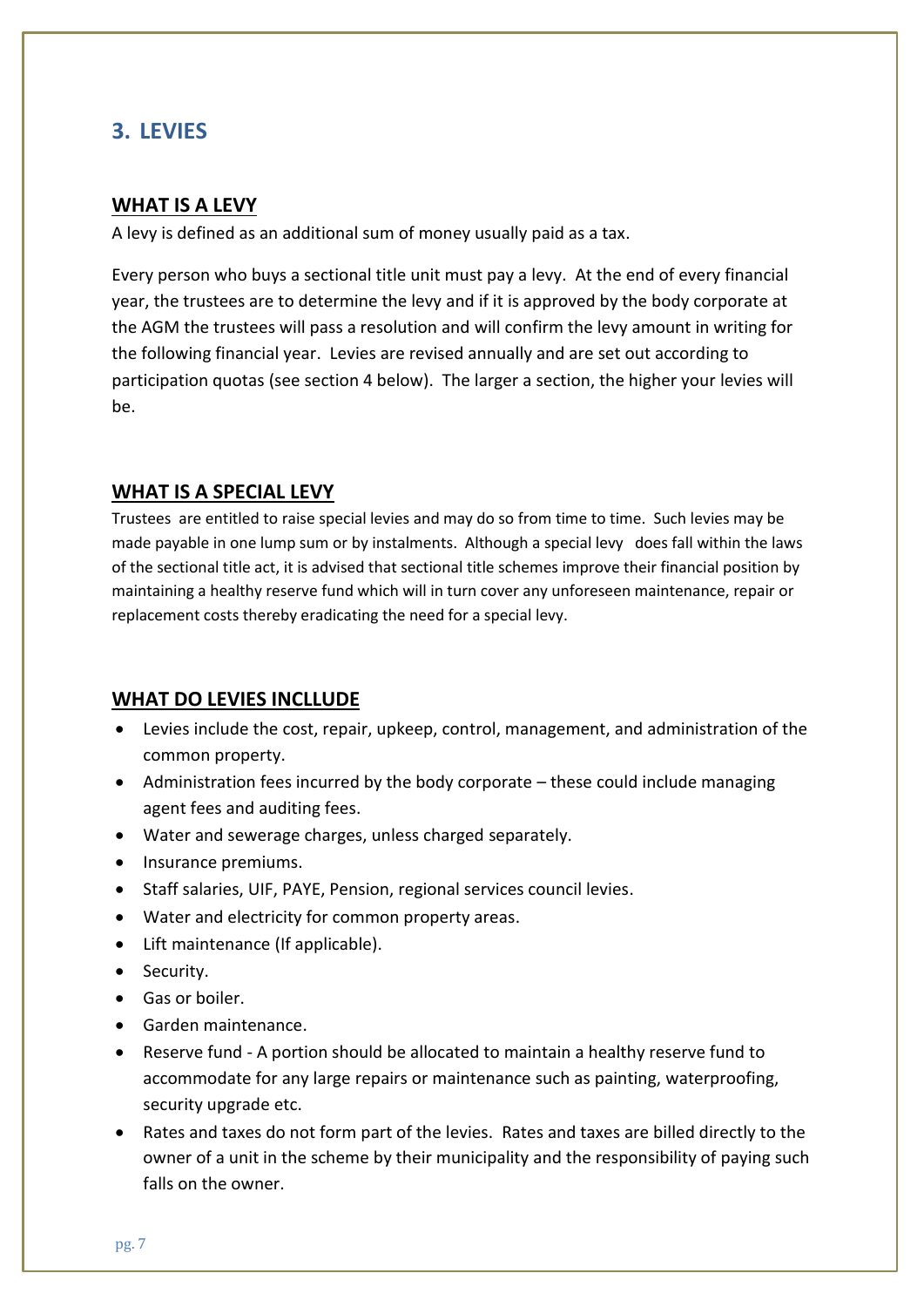## 3. LEVIES

### WHAT IS A LEVY

A levy is defined as an additional sum of money usually paid as a tax.

Every person who buys a sectional title unit must pay a levy. At the end of every financial year, the trustees are to determine the levy and if it is approved by the body corporate at the AGM the trustees will pass a resolution and will confirm the levy amount in writing for the following financial year. Levies are revised annually and are set out according to participation quotas (see section 4 below). The larger a section, the higher your levies will be.

### WHAT IS A SPECIAL LEVY

Trustees are entitled to raise special levies and may do so from time to time. Such levies may be made payable in one lump sum or by instalments. Although a special levy does fall within the laws of the sectional title act, it is advised that sectional title schemes improve their financial position by maintaining a healthy reserve fund which will in turn cover any unforeseen maintenance, repair or replacement costs thereby eradicating the need for a special levy.

### WHAT DO LEVIES INCLLUDE

- Levies include the cost, repair, upkeep, control, management, and administration of the common property.
- Administration fees incurred by the body corporate – these could include managing agent fees and auditing fees.
- Water and sewerage charges, unless charged separately.
- Insurance premiums.
- Staff salaries, UIF, PAYE, Pension, regional services council levies.
- Water and electricity for common property areas.
- Lift maintenance (If applicable).
- Security.
- Gas or boiler.
- Garden maintenance.
- Reserve fund - A portion should be allocated to maintain a healthy reserve fund to accommodate for any large repairs or maintenance such as painting, waterproofing, security upgrade etc.
- Rates and taxes do not form part of the levies. Rates and taxes are billed directly to the owner of a unit in the scheme by their municipality and the responsibility of paying such falls on the owner.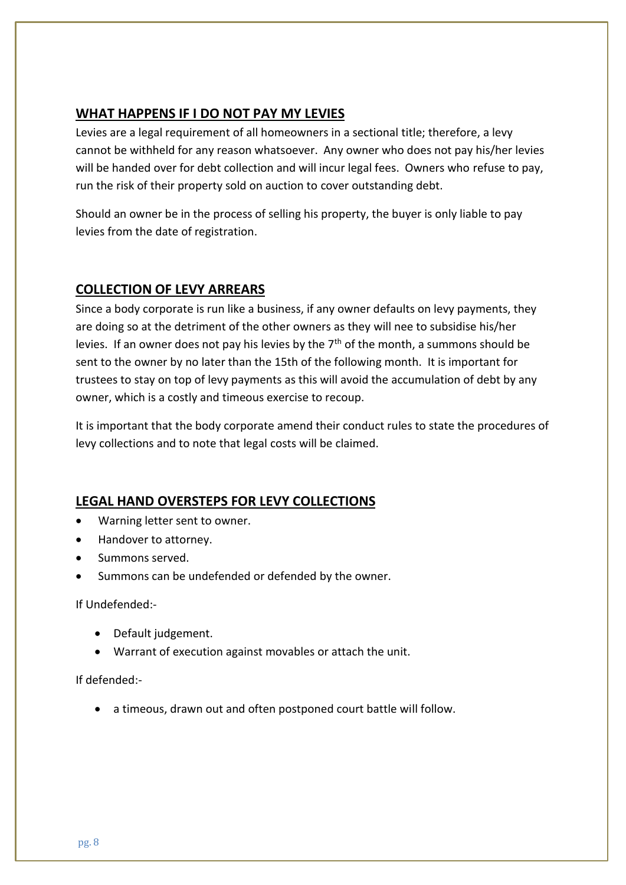## **WHAT HAPPENS IF I DO NOT PAY MY LEVIES**

Levies are a legal requirement of all homeowners in a sectional title; therefore, a levy cannot be withheld for any reason whatsoever. Any owner who does not pay his/her levies will be handed over for debt collection and will incur legal fees. Owners who refuse to pay, run the risk of their property sold on auction to cover outstanding debt.

Should an owner be in the process of selling his property, the buyer is only liable to pay levies from the date of registration.

## **COLLECTION OF LEVY ARREARS**

Since a body corporate is run like a business, if any owner defaults on levy payments, they are doing so at the detriment of the other owners as they will nee to subsidise his/her levies. If an owner does not pay his levies by the 7th of the month, a summons should be sent to the owner by no later than the 15th of the following month. It is important for trustees to stay on top of levy payments as this will avoid the accumulation of debt by any owner, which is a costly and timeous exercise to recoup.

It is important that the body corporate amend their conduct rules to state the procedures of levy collections and to note that legal costs will be claimed.

## **LEGAL HAND OVERSTEPS FOR LEVY COLLECTIONS**

- Warning letter sent to owner.
- Handover to attorney.
- Summons served.
- Summons can be undefended or defended by the owner.

If Undefended:-

- Default judgement.
- Warrant of execution against movables or attach the unit.

If defended:-

- a timeous, drawn out and often postponed court battle will follow.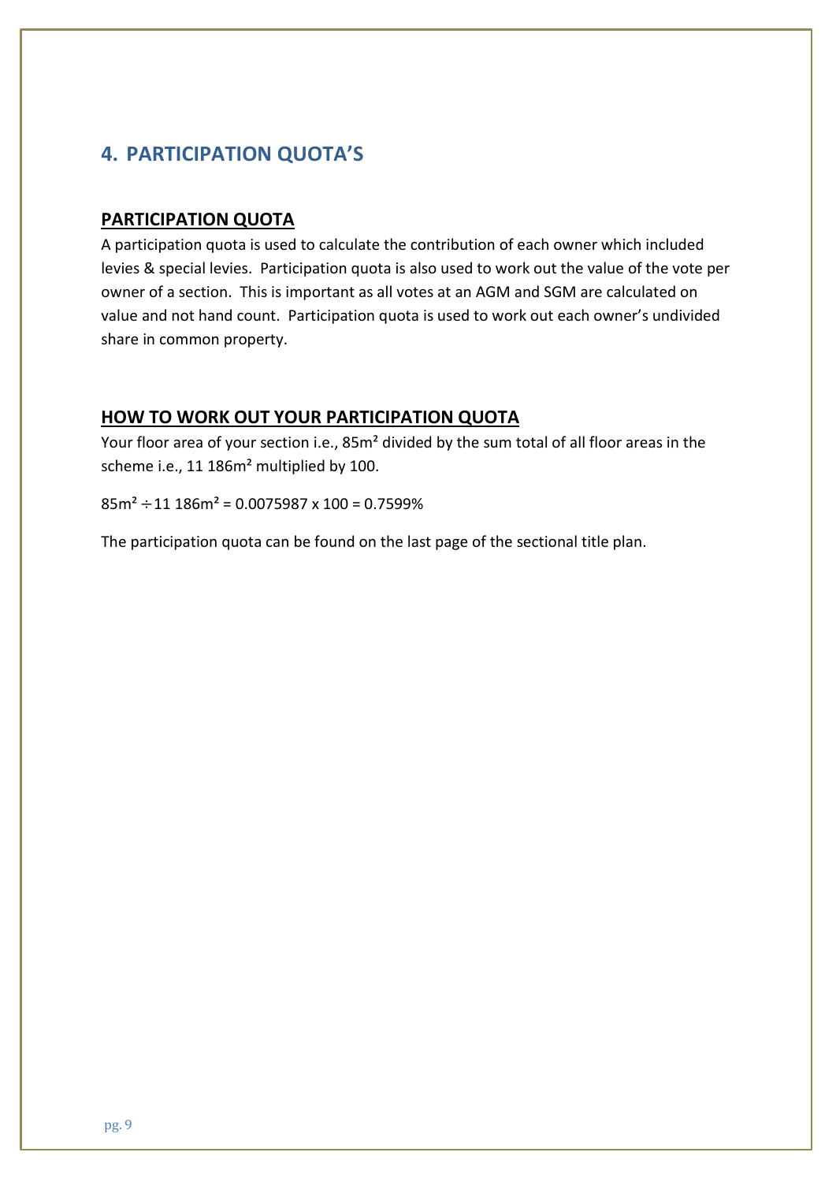## 4. PARTICIPATION QUOTA'S

### PARTICIPATION QUOTA

A participation quota is used to calculate the contribution of each owner which included levies & special levies. Participation quota is also used to work out the value of the vote per owner of a section. This is important as all votes at an AGM and SGM are calculated on value and not hand count. Participation quota is used to work out each owner's undivided share in common property.

### HOW TO WORK OUT YOUR PARTICIPATION QUOTA

Your floor area of your section i.e., $85m^2$ divided by the sum total of all floor areas in the scheme i.e., 11 $186m^2$ multiplied by 100.

$85m^2 \div 11\ 186m^2 = 0.0075987 \times 100 = 0.7599\%$

The participation quota can be found on the last page of the sectional title plan.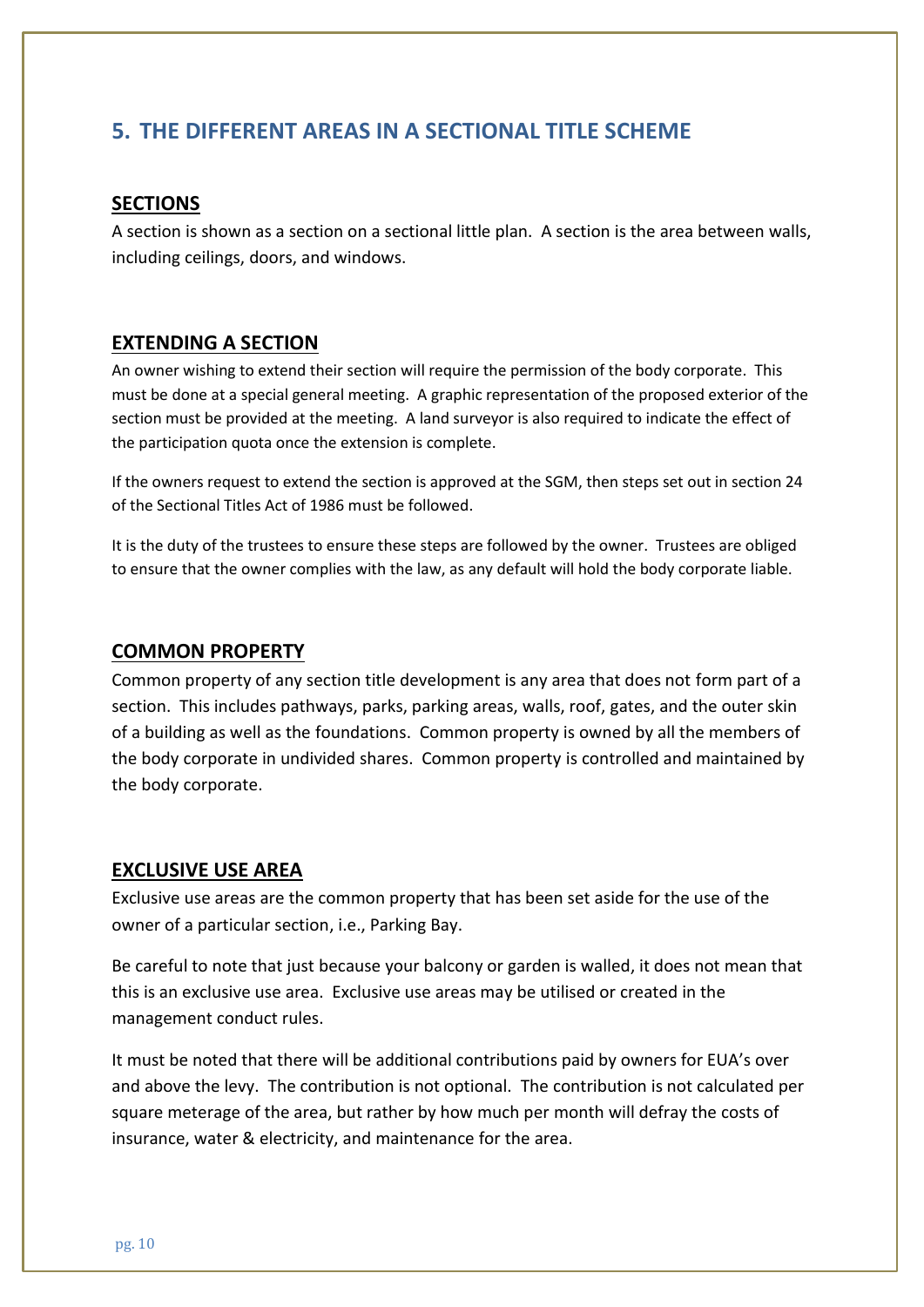## 5. THE DIFFERENT AREAS IN A SECTIONAL TITLE SCHEME

### SECTIONS

A section is shown as a section on a sectional little plan. A section is the area between walls, including ceilings, doors, and windows.

### EXTENDING A SECTION

An owner wishing to extend their section will require the permission of the body corporate. This must be done at a special general meeting. A graphic representation of the proposed exterior of the section must be provided at the meeting. A land surveyor is also required to indicate the effect of the participation quota once the extension is complete.

If the owners request to extend the section is approved at the SGM, then steps set out in section 24 of the Sectional Titles Act of 1986 must be followed.

It is the duty of the trustees to ensure these steps are followed by the owner. Trustees are obliged to ensure that the owner complies with the law, as any default will hold the body corporate liable.

### COMMON PROPERTY

Common property of any section title development is any area that does not form part of a section. This includes pathways, parks, parking areas, walls, roof, gates, and the outer skin of a building as well as the foundations. Common property is owned by all the members of the body corporate in undivided shares. Common property is controlled and maintained by the body corporate.

### EXCLUSIVE USE AREA

Exclusive use areas are the common property that has been set aside for the use of the owner of a particular section, i.e., Parking Bay.

Be careful to note that just because your balcony or garden is walled, it does not mean that this is an exclusive use area. Exclusive use areas may be utilised or created in the management conduct rules.

It must be noted that there will be additional contributions paid by owners for EUA's over and above the levy. The contribution is not optional. The contribution is not calculated per square meterage of the area, but rather by how much per month will defray the costs of insurance, water & electricity, and maintenance for the area.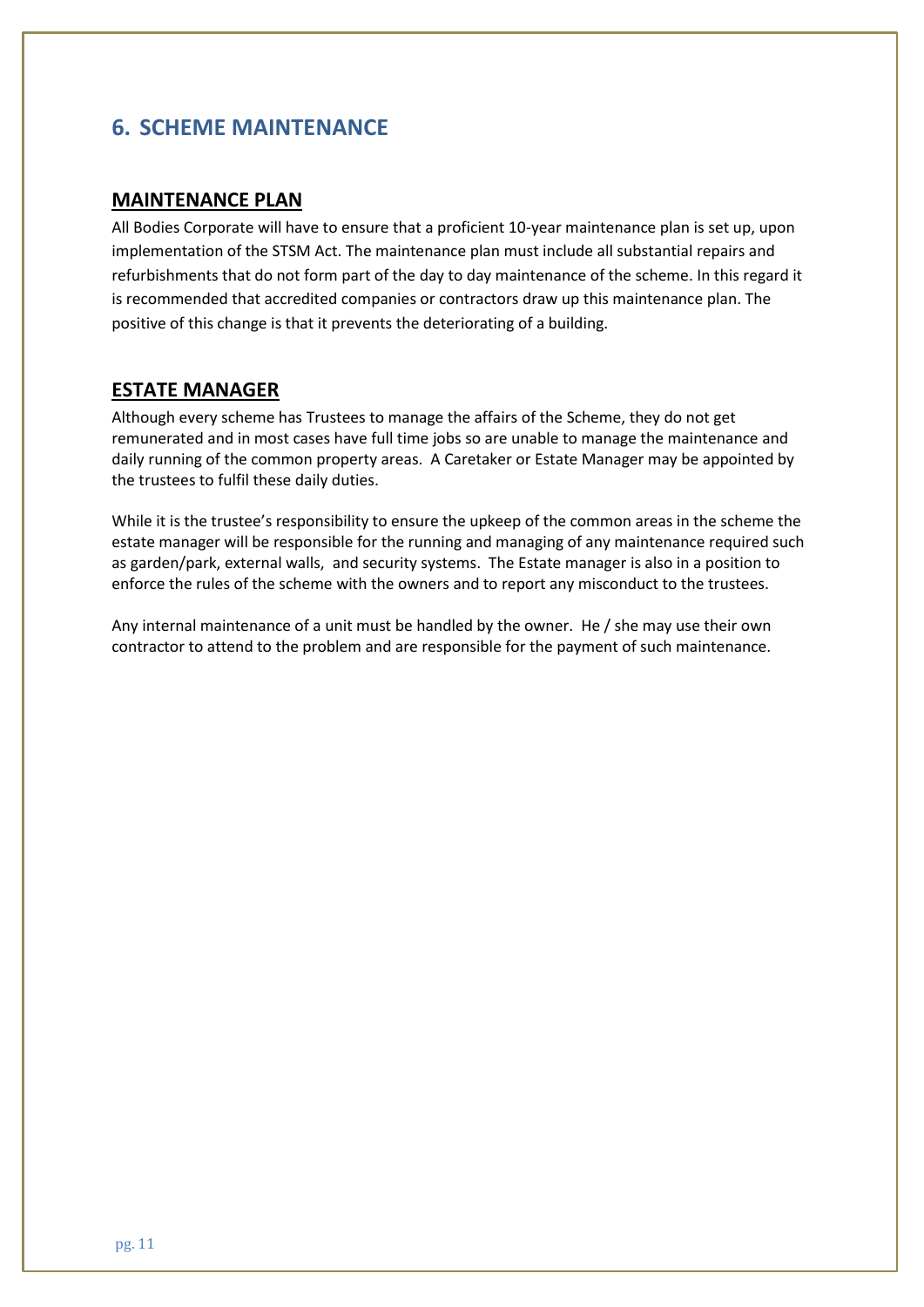# 6. SCHEME MAINTENANCE

## MAINTENANCE PLAN

All Bodies Corporate will have to ensure that a proficient 10-year maintenance plan is set up, upon implementation of the STSM Act. The maintenance plan must include all substantial repairs and refurbishments that do not form part of the day to day maintenance of the scheme. In this regard it is recommended that accredited companies or contractors draw up this maintenance plan. The positive of this change is that it prevents the deteriorating of a building.

## ESTATE MANAGER

Although every scheme has Trustees to manage the affairs of the Scheme, they do not get remunerated and in most cases have full time jobs so are unable to manage the maintenance and daily running of the common property areas. A Caretaker or Estate Manager may be appointed by the trustees to fulfil these daily duties.

While it is the trustee's responsibility to ensure the upkeep of the common areas in the scheme the estate manager will be responsible for the running and managing of any maintenance required such as garden/park, external walls, and security systems. The Estate manager is also in a position to enforce the rules of the scheme with the owners and to report any misconduct to the trustees.

Any internal maintenance of a unit must be handled by the owner. He / she may use their own contractor to attend to the problem and are responsible for the payment of such maintenance.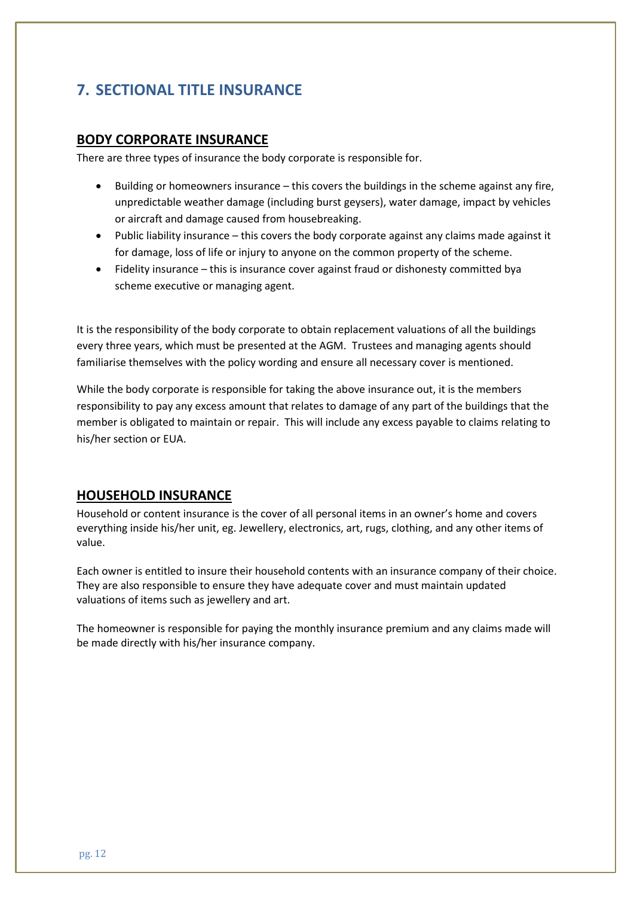# 7. SECTIONAL TITLE INSURANCE

## BODY CORPORATE INSURANCE

There are three types of insurance the body corporate is responsible for.

- Building or homeowners insurance – this covers the buildings in the scheme against any fire, unpredictable weather damage (including burst geysers), water damage, impact by vehicles or aircraft and damage caused from housebreaking.
- Public liability insurance – this covers the body corporate against any claims made against it for damage, loss of life or injury to anyone on the common property of the scheme.
- Fidelity insurance – this is insurance cover against fraud or dishonesty committed bya scheme executive or managing agent.

It is the responsibility of the body corporate to obtain replacement valuations of all the buildings every three years, which must be presented at the AGM. Trustees and managing agents should familiarise themselves with the policy wording and ensure all necessary cover is mentioned.

While the body corporate is responsible for taking the above insurance out, it is the members responsibility to pay any excess amount that relates to damage of any part of the buildings that the member is obligated to maintain or repair. This will include any excess payable to claims relating to his/her section or EUA.

## HOUSEHOLD INSURANCE

Household or content insurance is the cover of all personal items in an owner's home and covers everything inside his/her unit, eg. Jewellery, electronics, art, rugs, clothing, and any other items of value.

Each owner is entitled to insure their household contents with an insurance company of their choice. They are also responsible to ensure they have adequate cover and must maintain updated valuations of items such as jewellery and art.

The homeowner is responsible for paying the monthly insurance premium and any claims made will be made directly with his/her insurance company.